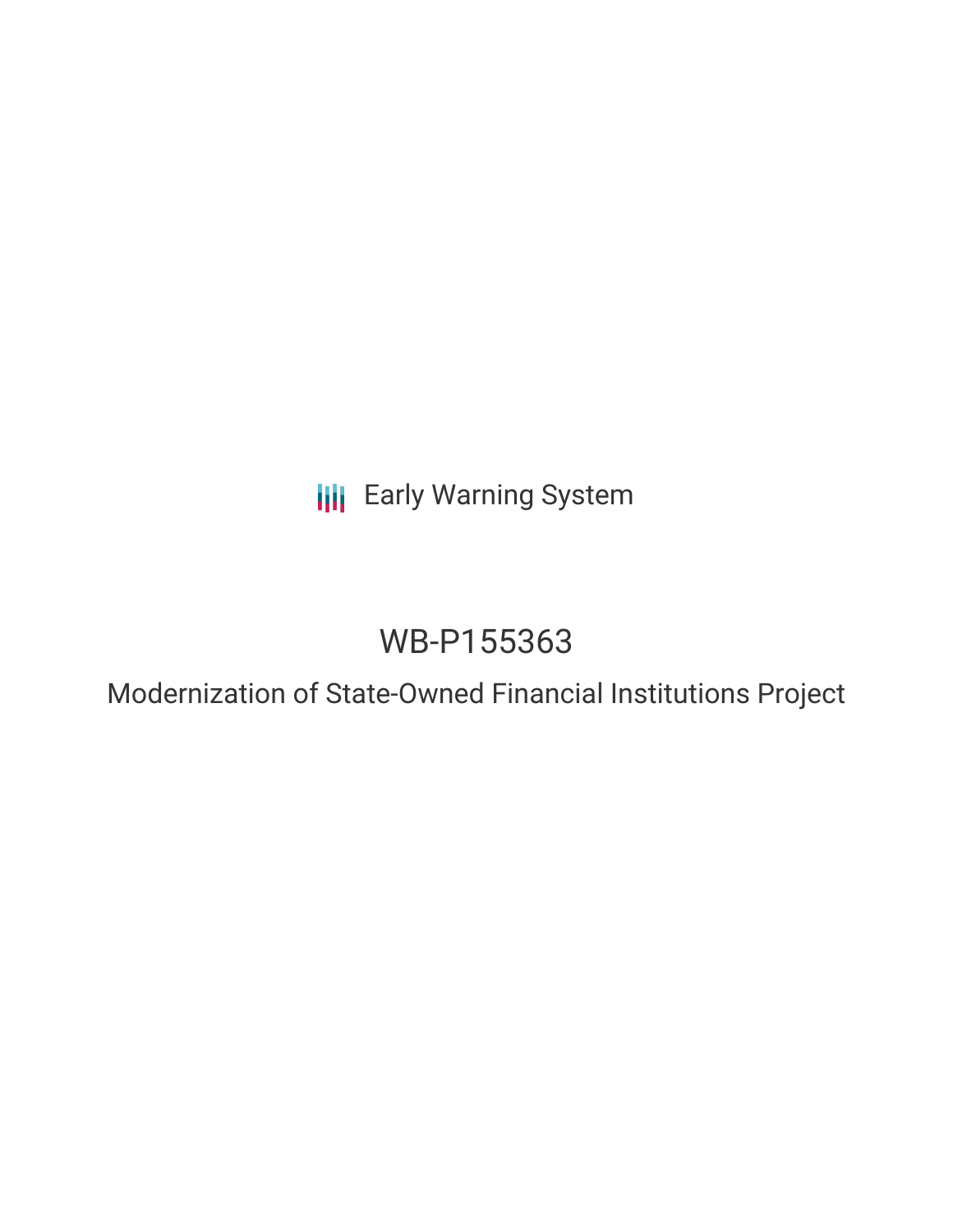Early Warning System

# WB-P155363

## Modernization of State-Owned Financial Institutions Project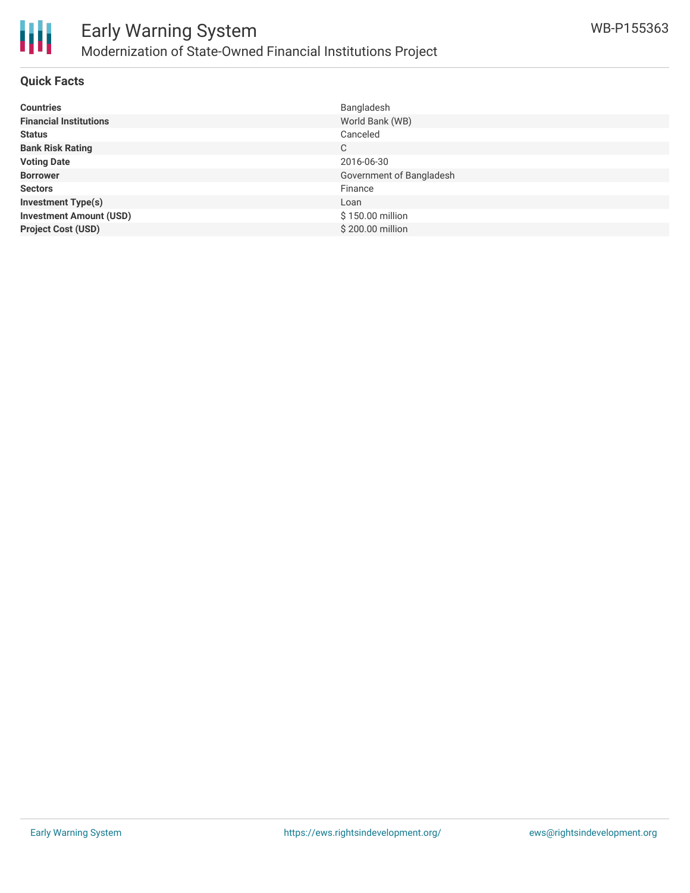## Quick Facts

| | |
|---|---|
| **Countries** | Bangladesh |
| **Financial Institutions** | World Bank (WB) |
| **Status** | Canceled |
| **Bank Risk Rating** | C |
| **Voting Date** | 2016-06-30 |
| **Borrower** | Government of Bangladesh |
| **Sectors** | Finance |
| **Investment Type(s)** | Loan |
| **Investment Amount (USD)** | $ 150.00 million |
| **Project Cost (USD)** | $ 200.00 million |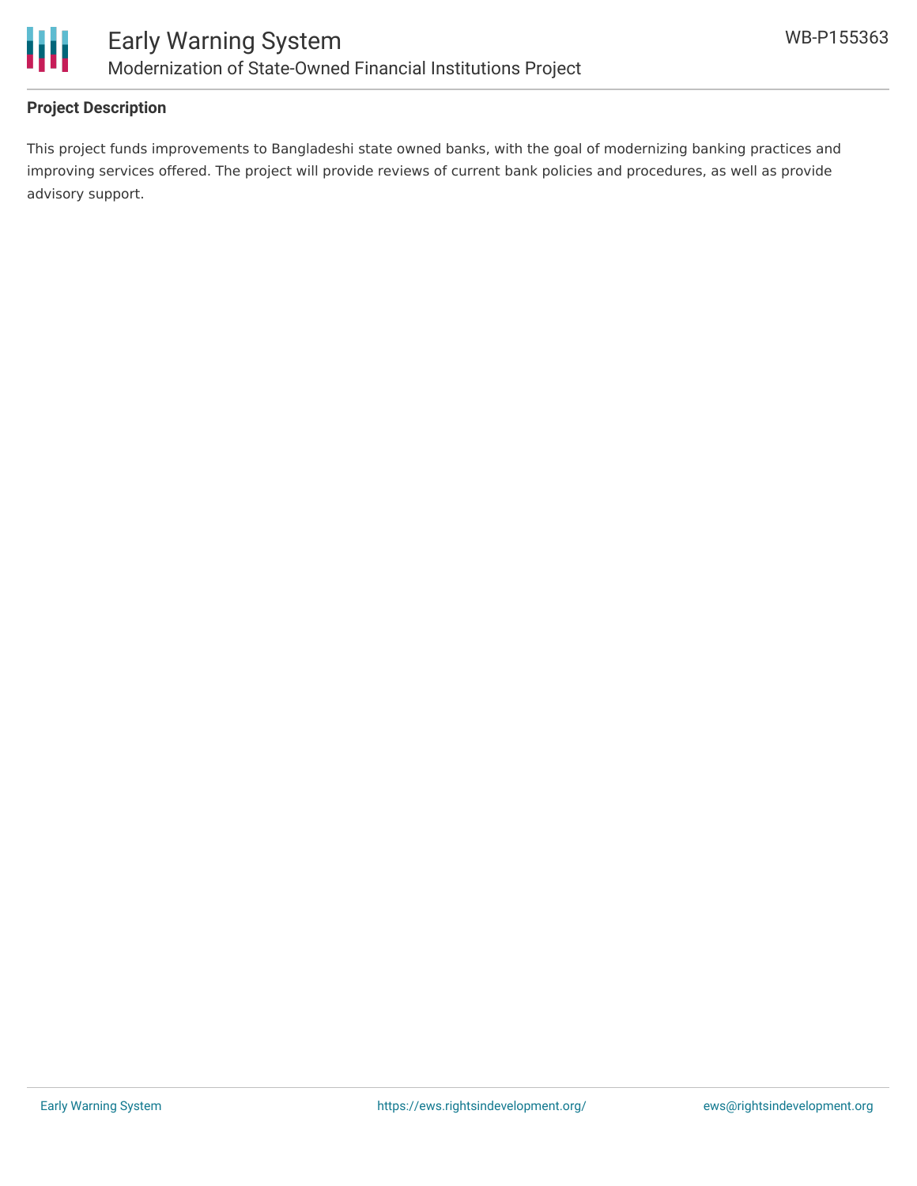**Project Description**

This project funds improvements to Bangladeshi state owned banks, with the goal of modernizing banking practices and improving services offered. The project will provide reviews of current bank policies and procedures, as well as provide advisory support.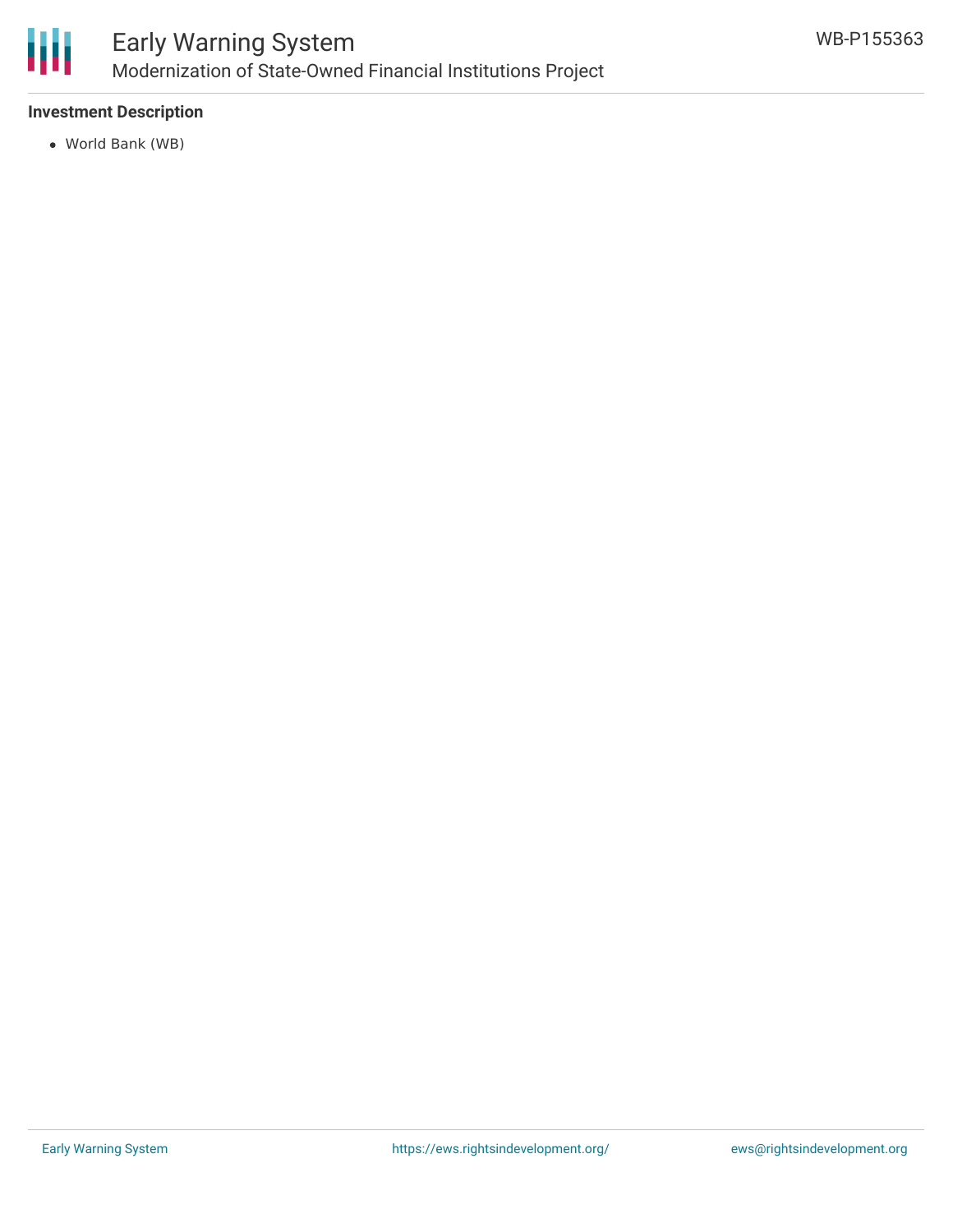**Investment Description**

- World Bank (WB)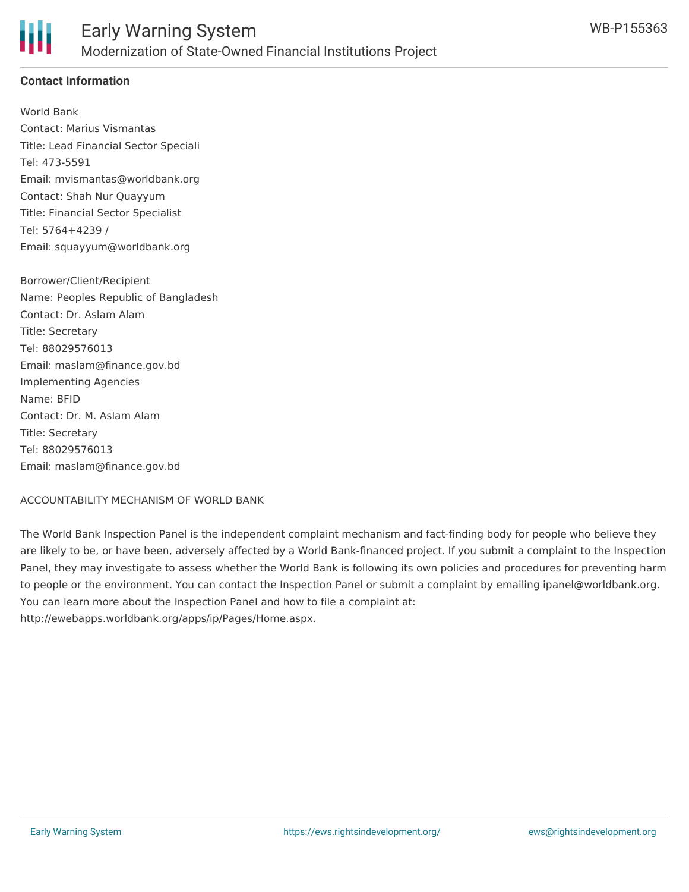## Contact Information

World Bank
Contact: Marius Vismantas
Title: Lead Financial Sector Speciali
Tel: 473-5591
Email: mvismantas@worldbank.org
Contact: Shah Nur Quayyum
Title: Financial Sector Specialist
Tel: 5764+4239 /
Email: squayyum@worldbank.org

Borrower/Client/Recipient
Name: Peoples Republic of Bangladesh
Contact: Dr. Aslam Alam
Title: Secretary
Tel: 88029576013
Email: maslam@finance.gov.bd
Implementing Agencies
Name: BFID
Contact: Dr. M. Aslam Alam
Title: Secretary
Tel: 88029576013
Email: maslam@finance.gov.bd

ACCOUNTABILITY MECHANISM OF WORLD BANK

The World Bank Inspection Panel is the independent complaint mechanism and fact-finding body for people who believe they are likely to be, or have been, adversely affected by a World Bank-financed project. If you submit a complaint to the Inspection Panel, they may investigate to assess whether the World Bank is following its own policies and procedures for preventing harm to people or the environment. You can contact the Inspection Panel or submit a complaint by emailing ipanel@worldbank.org. You can learn more about the Inspection Panel and how to file a complaint at: http://ewebapps.worldbank.org/apps/ip/Pages/Home.aspx.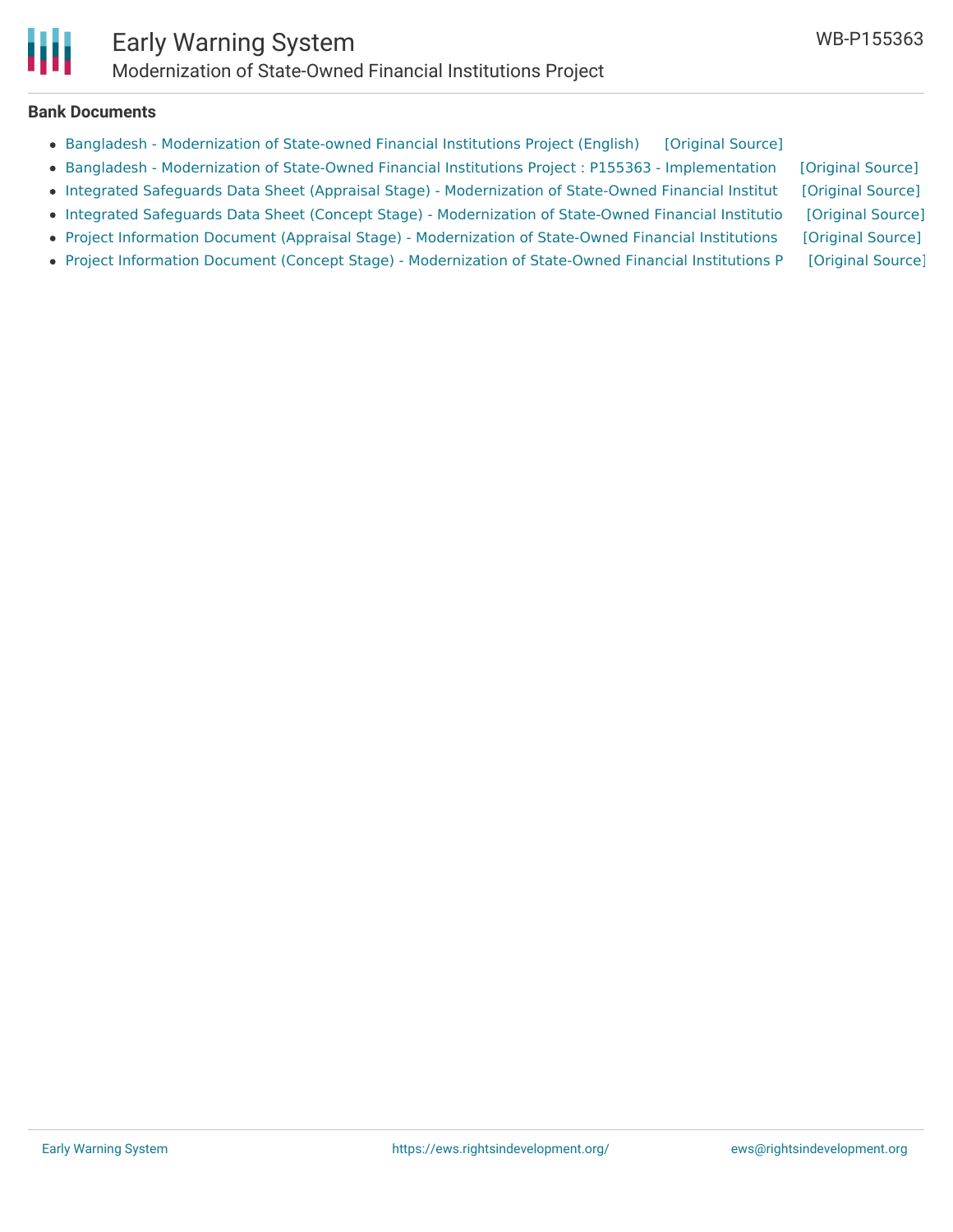**Bank Documents**

- Bangladesh - Modernization of State-owned Financial Institutions Project (English) [Original Source]
- Bangladesh - Modernization of State-Owned Financial Institutions Project : P155363 - Implementation [Original Source]
- Integrated Safeguards Data Sheet (Appraisal Stage) - Modernization of State-Owned Financial Institut [Original Source]
- Integrated Safeguards Data Sheet (Concept Stage) - Modernization of State-Owned Financial Institutio [Original Source]
- Project Information Document (Appraisal Stage) - Modernization of State-Owned Financial Institutions [Original Source]
- Project Information Document (Concept Stage) - Modernization of State-Owned Financial Institutions P [Original Source]